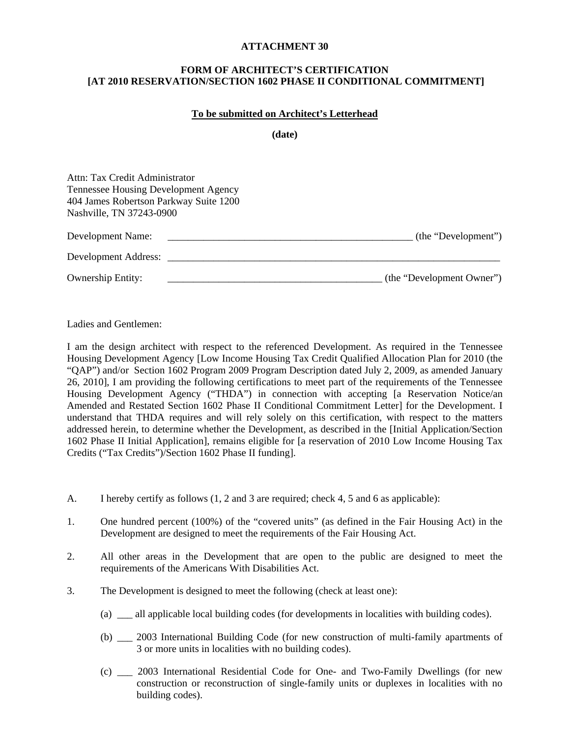**ATTACHMENT 30**

**FORM OF ARCHITECT'S CERTIFICATION**
**[AT 2010 RESERVATION/SECTION 1602 PHASE II CONDITIONAL COMMITMENT]**

**To be submitted on Architect's Letterhead**

**(date)**

Attn: Tax Credit Administrator
Tennessee Housing Development Agency
404 James Robertson Parkway Suite 1200
Nashville, TN 37243-0900

Development Name: __________________________________________________ (the "Development")

Development Address: ______________________________________________________________________

Ownership Entity: ___________________________________________ (the "Development Owner")

Ladies and Gentlemen:

I am the design architect with respect to the referenced Development. As required in the Tennessee Housing Development Agency [Low Income Housing Tax Credit Qualified Allocation Plan for 2010 (the "QAP") and/or Section 1602 Program 2009 Program Description dated July 2, 2009, as amended January 26, 2010], I am providing the following certifications to meet part of the requirements of the Tennessee Housing Development Agency ("THDA") in connection with accepting [a Reservation Notice/an Amended and Restated Section 1602 Phase II Conditional Commitment Letter] for the Development. I understand that THDA requires and will rely solely on this certification, with respect to the matters addressed herein, to determine whether the Development, as described in the [Initial Application/Section 1602 Phase II Initial Application], remains eligible for [a reservation of 2010 Low Income Housing Tax Credits ("Tax Credits")/Section 1602 Phase II funding].

A. I hereby certify as follows (1, 2 and 3 are required; check 4, 5 and 6 as applicable):

1. One hundred percent (100%) of the "covered units" (as defined in the Fair Housing Act) in the Development are designed to meet the requirements of the Fair Housing Act.

2. All other areas in the Development that are open to the public are designed to meet the requirements of the Americans With Disabilities Act.

3. The Development is designed to meet the following (check at least one):

   (a) ___ all applicable local building codes (for developments in localities with building codes).

   (b) ___ 2003 International Building Code (for new construction of multi-family apartments of 3 or more units in localities with no building codes).

   (c) ___ 2003 International Residential Code for One- and Two-Family Dwellings (for new construction or reconstruction of single-family units or duplexes in localities with no building codes).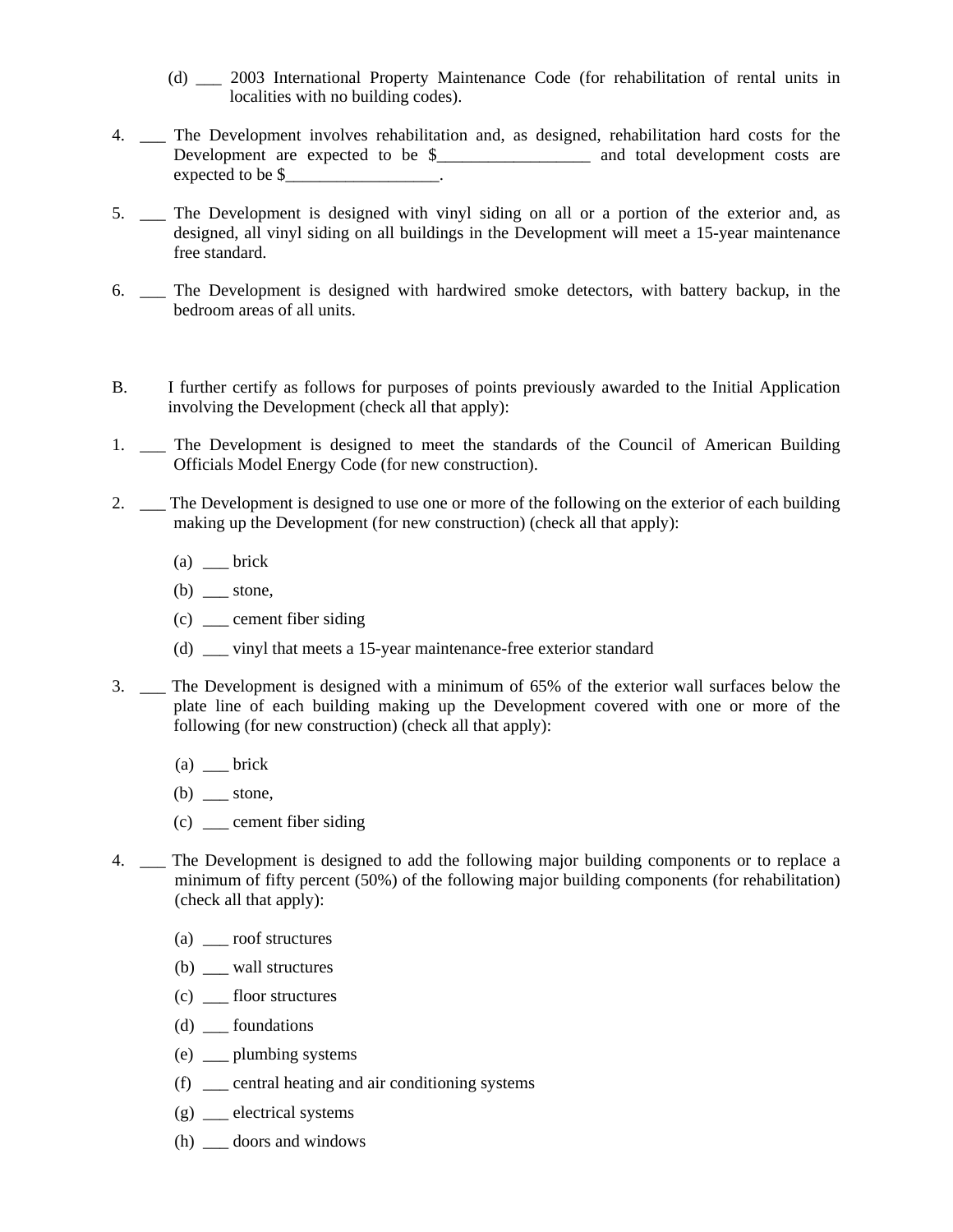(d) ___ 2003 International Property Maintenance Code (for rehabilitation of rental units in localities with no building codes).

4. ___ The Development involves rehabilitation and, as designed, rehabilitation hard costs for the Development are expected to be $__________________ and total development costs are expected to be $__________________.

5. ___ The Development is designed with vinyl siding on all or a portion of the exterior and, as designed, all vinyl siding on all buildings in the Development will meet a 15-year maintenance free standard.

6. ___ The Development is designed with hardwired smoke detectors, with battery backup, in the bedroom areas of all units.

B. I further certify as follows for purposes of points previously awarded to the Initial Application involving the Development (check all that apply):

1. ___ The Development is designed to meet the standards of the Council of American Building Officials Model Energy Code (for new construction).

2. ___ The Development is designed to use one or more of the following on the exterior of each building making up the Development (for new construction) (check all that apply):

   (a) ___ brick

   (b) ___ stone,

   (c) ___ cement fiber siding

   (d) ___ vinyl that meets a 15-year maintenance-free exterior standard

3. ___ The Development is designed with a minimum of 65% of the exterior wall surfaces below the plate line of each building making up the Development covered with one or more of the following (for new construction) (check all that apply):

   (a) ___ brick

   (b) ___ stone,

   (c) ___ cement fiber siding

4. ___ The Development is designed to add the following major building components or to replace a minimum of fifty percent (50%) of the following major building components (for rehabilitation) (check all that apply):

   (a) ___ roof structures

   (b) ___ wall structures

   (c) ___ floor structures

   (d) ___ foundations

   (e) ___ plumbing systems

   (f) ___ central heating and air conditioning systems

   (g) ___ electrical systems

   (h) ___ doors and windows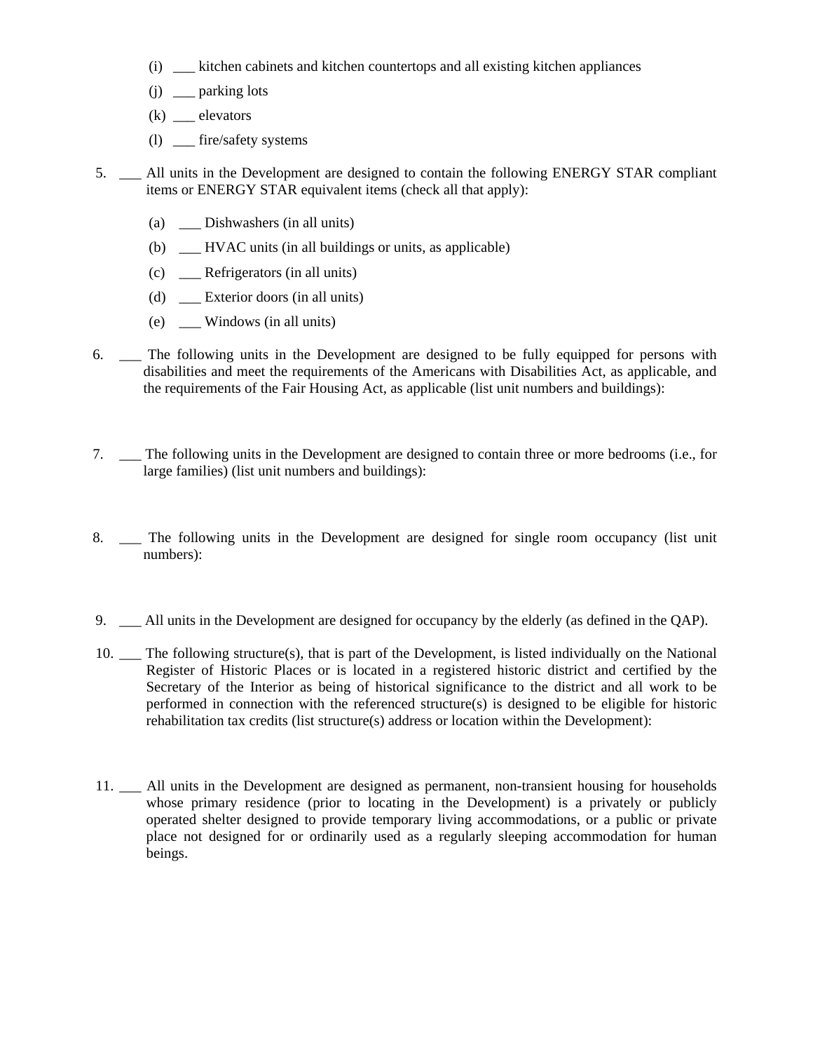(i) ___ kitchen cabinets and kitchen countertops and all existing kitchen appliances

(j) ___ parking lots

(k) ___ elevators

(l) ___ fire/safety systems

5. ___ All units in the Development are designed to contain the following ENERGY STAR compliant items or ENERGY STAR equivalent items (check all that apply):

   (a) ___ Dishwashers (in all units)

   (b) ___ HVAC units (in all buildings or units, as applicable)

   (c) ___ Refrigerators (in all units)

   (d) ___ Exterior doors (in all units)

   (e) ___ Windows (in all units)

6. ___ The following units in the Development are designed to be fully equipped for persons with disabilities and meet the requirements of the Americans with Disabilities Act, as applicable, and the requirements of the Fair Housing Act, as applicable (list unit numbers and buildings):

7. ___ The following units in the Development are designed to contain three or more bedrooms (i.e., for large families) (list unit numbers and buildings):

8. ___ The following units in the Development are designed for single room occupancy (list unit numbers):

9. ___ All units in the Development are designed for occupancy by the elderly (as defined in the QAP).

10. ___ The following structure(s), that is part of the Development, is listed individually on the National Register of Historic Places or is located in a registered historic district and certified by the Secretary of the Interior as being of historical significance to the district and all work to be performed in connection with the referenced structure(s) is designed to be eligible for historic rehabilitation tax credits (list structure(s) address or location within the Development):

11. ___ All units in the Development are designed as permanent, non-transient housing for households whose primary residence (prior to locating in the Development) is a privately or publicly operated shelter designed to provide temporary living accommodations, or a public or private place not designed for or ordinarily used as a regularly sleeping accommodation for human beings.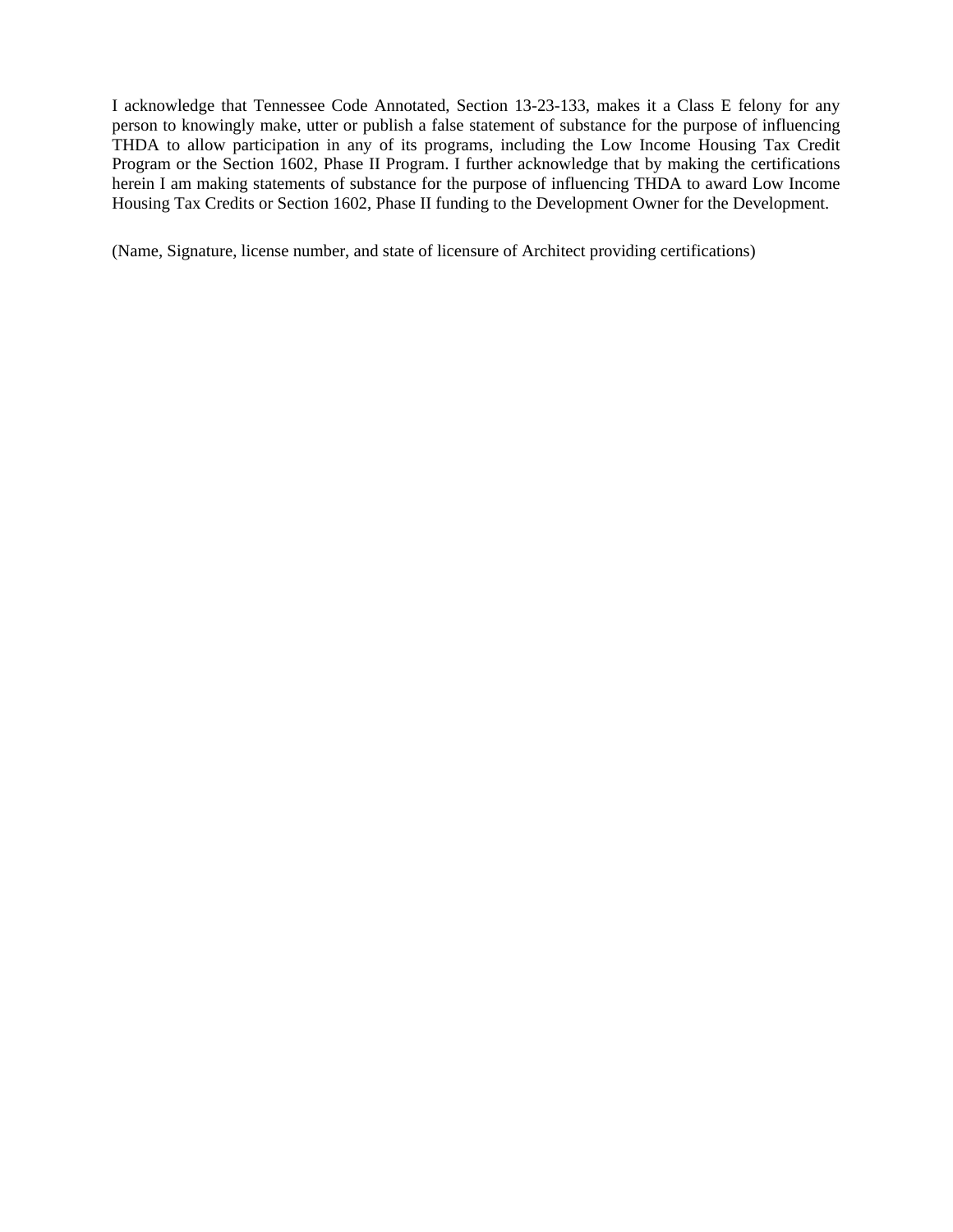I acknowledge that Tennessee Code Annotated, Section 13-23-133, makes it a Class E felony for any person to knowingly make, utter or publish a false statement of substance for the purpose of influencing THDA to allow participation in any of its programs, including the Low Income Housing Tax Credit Program or the Section 1602, Phase II Program. I further acknowledge that by making the certifications herein I am making statements of substance for the purpose of influencing THDA to award Low Income Housing Tax Credits or Section 1602, Phase II funding to the Development Owner for the Development.

(Name, Signature, license number, and state of licensure of Architect providing certifications)